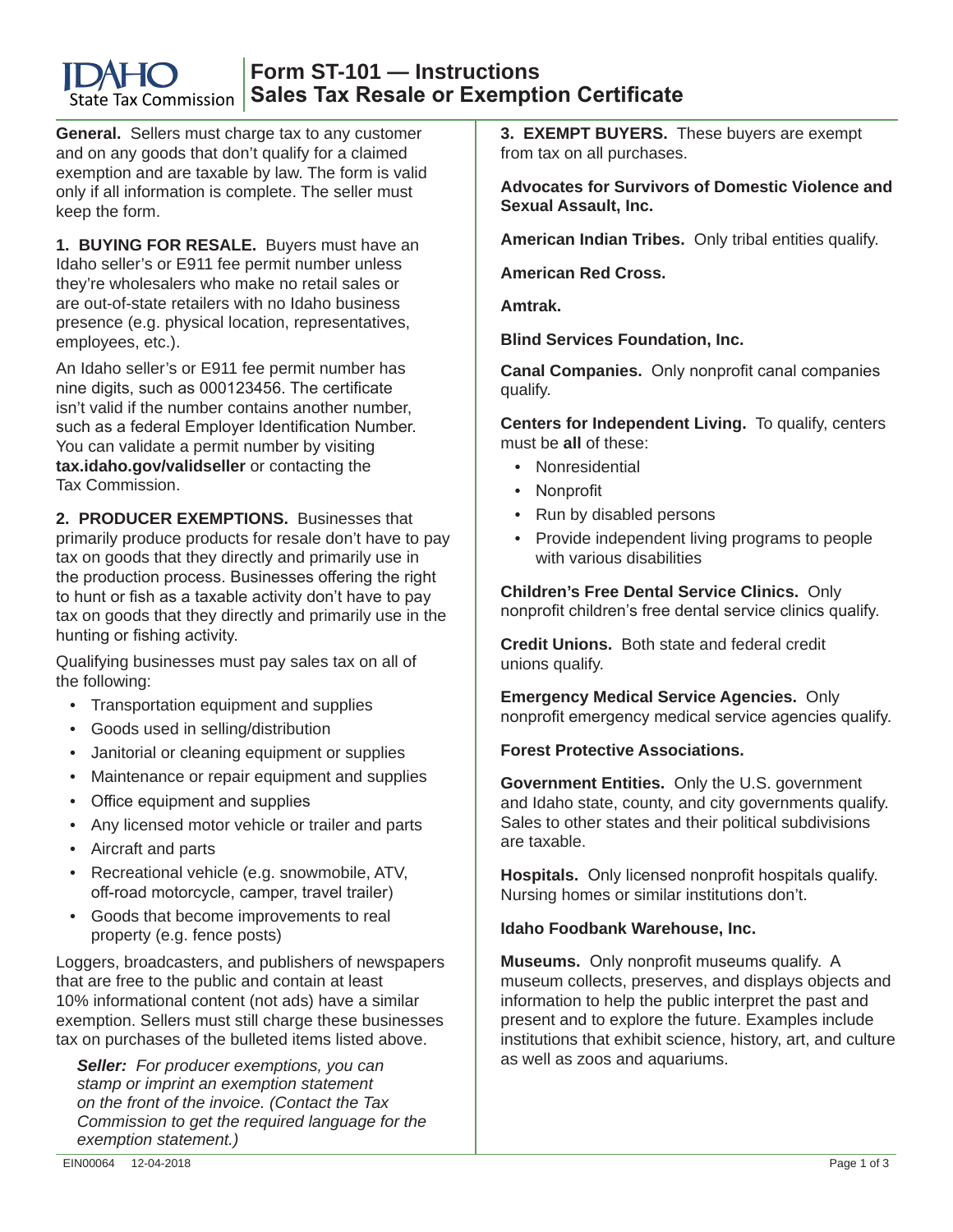# Form ST-101 — Instructions
## Sales Tax Resale or Exemption Certificate

**General.** Sellers must charge tax to any customer and on any goods that don't qualify for a claimed exemption and are taxable by law. The form is valid only if all information is complete. The seller must keep the form.

**1. BUYING FOR RESALE.** Buyers must have an Idaho seller's or E911 fee permit number unless they're wholesalers who make no retail sales or are out-of-state retailers with no Idaho business presence (e.g. physical location, representatives, employees, etc.).

An Idaho seller's or E911 fee permit number has nine digits, such as 000123456. The certificate isn't valid if the number contains another number, such as a federal Employer Identification Number. You can validate a permit number by visiting **tax.idaho.gov/validseller** or contacting the Tax Commission.

**2. PRODUCER EXEMPTIONS.** Businesses that primarily produce products for resale don't have to pay tax on goods that they directly and primarily use in the production process. Businesses offering the right to hunt or fish as a taxable activity don't have to pay tax on goods that they directly and primarily use in the hunting or fishing activity.

Qualifying businesses must pay sales tax on all of the following:

- Transportation equipment and supplies
- Goods used in selling/distribution
- Janitorial or cleaning equipment or supplies
- Maintenance or repair equipment and supplies
- Office equipment and supplies
- Any licensed motor vehicle or trailer and parts
- Aircraft and parts
- Recreational vehicle (e.g. snowmobile, ATV, off-road motorcycle, camper, travel trailer)
- Goods that become improvements to real property (e.g. fence posts)

Loggers, broadcasters, and publishers of newspapers that are free to the public and contain at least 10% informational content (not ads) have a similar exemption. Sellers must still charge these businesses tax on purchases of the bulleted items listed above.

> ***Seller:*** *For producer exemptions, you can stamp or imprint an exemption statement on the front of the invoice. (Contact the Tax Commission to get the required language for the exemption statement.)*

**3. EXEMPT BUYERS.** These buyers are exempt from tax on all purchases.

**Advocates for Survivors of Domestic Violence and Sexual Assault, Inc.**

**American Indian Tribes.** Only tribal entities qualify.

**American Red Cross.**

**Amtrak.**

**Blind Services Foundation, Inc.**

**Canal Companies.** Only nonprofit canal companies qualify.

**Centers for Independent Living.** To qualify, centers must be **all** of these:

- Nonresidential
- Nonprofit
- Run by disabled persons
- Provide independent living programs to people with various disabilities

**Children's Free Dental Service Clinics.** Only nonprofit children's free dental service clinics qualify.

**Credit Unions.** Both state and federal credit unions qualify.

**Emergency Medical Service Agencies.** Only nonprofit emergency medical service agencies qualify.

**Forest Protective Associations.**

**Government Entities.** Only the U.S. government and Idaho state, county, and city governments qualify. Sales to other states and their political subdivisions are taxable.

**Hospitals.** Only licensed nonprofit hospitals qualify. Nursing homes or similar institutions don't.

**Idaho Foodbank Warehouse, Inc.**

**Museums.** Only nonprofit museums qualify. A museum collects, preserves, and displays objects and information to help the public interpret the past and present and to explore the future. Examples include institutions that exhibit science, history, art, and culture as well as zoos and aquariums.

EIN00064 12-04-2018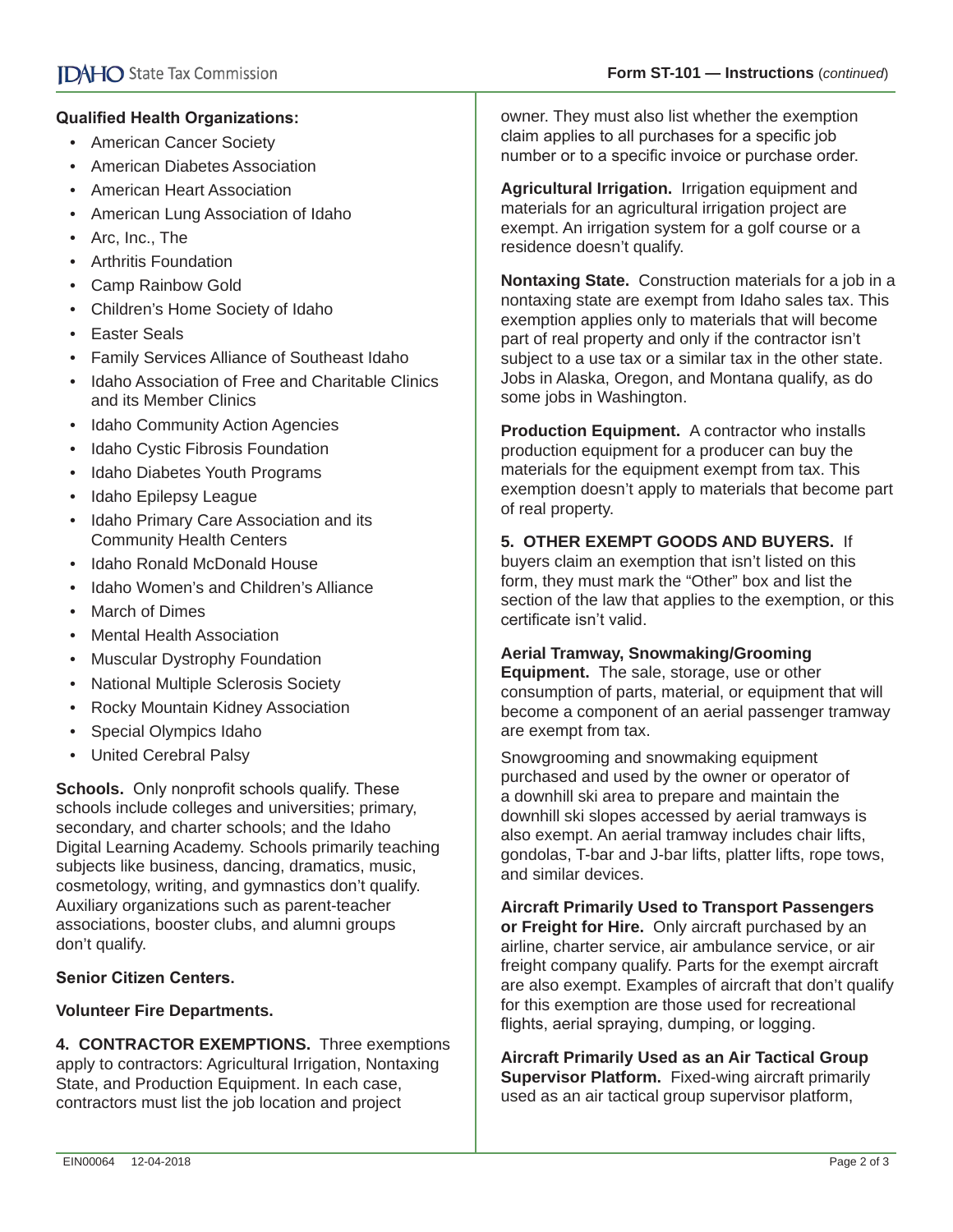**Qualified Health Organizations:**

- American Cancer Society
- American Diabetes Association
- American Heart Association
- American Lung Association of Idaho
- Arc, Inc., The
- Arthritis Foundation
- Camp Rainbow Gold
- Children's Home Society of Idaho
- Easter Seals
- Family Services Alliance of Southeast Idaho
- Idaho Association of Free and Charitable Clinics and its Member Clinics
- Idaho Community Action Agencies
- Idaho Cystic Fibrosis Foundation
- Idaho Diabetes Youth Programs
- Idaho Epilepsy League
- Idaho Primary Care Association and its Community Health Centers
- Idaho Ronald McDonald House
- Idaho Women's and Children's Alliance
- March of Dimes
- Mental Health Association
- Muscular Dystrophy Foundation
- National Multiple Sclerosis Society
- Rocky Mountain Kidney Association
- Special Olympics Idaho
- United Cerebral Palsy

**Schools.** Only nonprofit schools qualify. These schools include colleges and universities; primary, secondary, and charter schools; and the Idaho Digital Learning Academy. Schools primarily teaching subjects like business, dancing, dramatics, music, cosmetology, writing, and gymnastics don't qualify. Auxiliary organizations such as parent-teacher associations, booster clubs, and alumni groups don't qualify.

**Senior Citizen Centers.**

**Volunteer Fire Departments.**

**4. CONTRACTOR EXEMPTIONS.** Three exemptions apply to contractors: Agricultural Irrigation, Nontaxing State, and Production Equipment. In each case, contractors must list the job location and project owner. They must also list whether the exemption claim applies to all purchases for a specific job number or to a specific invoice or purchase order.

**Agricultural Irrigation.** Irrigation equipment and materials for an agricultural irrigation project are exempt. An irrigation system for a golf course or a residence doesn't qualify.

**Nontaxing State.** Construction materials for a job in a nontaxing state are exempt from Idaho sales tax. This exemption applies only to materials that will become part of real property and only if the contractor isn't subject to a use tax or a similar tax in the other state. Jobs in Alaska, Oregon, and Montana qualify, as do some jobs in Washington.

**Production Equipment.** A contractor who installs production equipment for a producer can buy the materials for the equipment exempt from tax. This exemption doesn't apply to materials that become part of real property.

**5. OTHER EXEMPT GOODS AND BUYERS.** If buyers claim an exemption that isn't listed on this form, they must mark the "Other" box and list the section of the law that applies to the exemption, or this certificate isn't valid.

**Aerial Tramway, Snowmaking/Grooming Equipment.** The sale, storage, use or other consumption of parts, material, or equipment that will become a component of an aerial passenger tramway are exempt from tax.

Snowgrooming and snowmaking equipment purchased and used by the owner or operator of a downhill ski area to prepare and maintain the downhill ski slopes accessed by aerial tramways is also exempt. An aerial tramway includes chair lifts, gondolas, T-bar and J-bar lifts, platter lifts, rope tows, and similar devices.

**Aircraft Primarily Used to Transport Passengers or Freight for Hire.** Only aircraft purchased by an airline, charter service, air ambulance service, or air freight company qualify. Parts for the exempt aircraft are also exempt. Examples of aircraft that don't qualify for this exemption are those used for recreational flights, aerial spraying, dumping, or logging.

**Aircraft Primarily Used as an Air Tactical Group Supervisor Platform.** Fixed-wing aircraft primarily used as an air tactical group supervisor platform,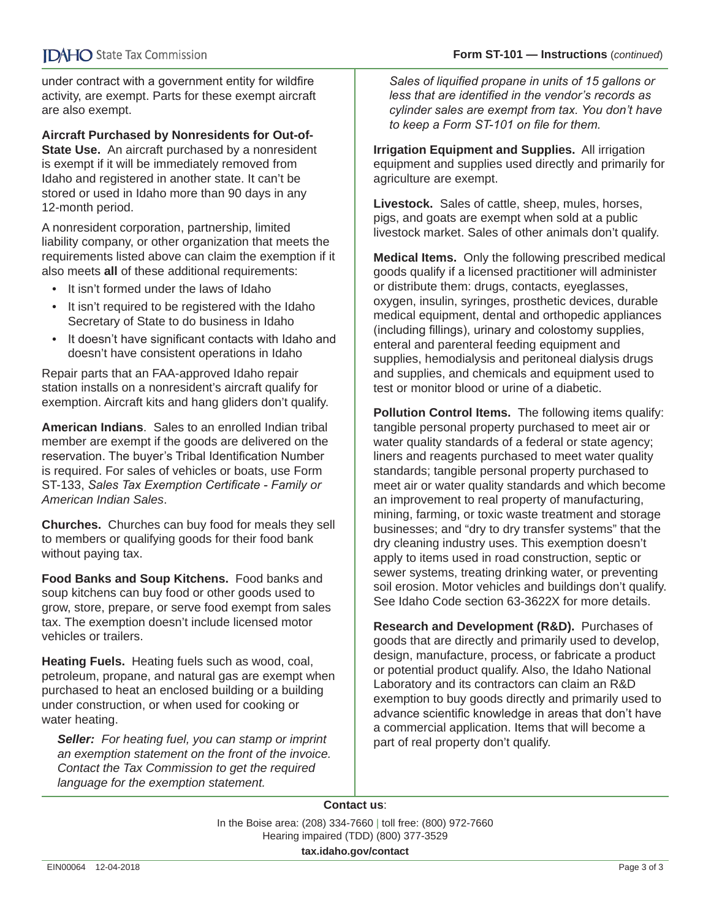under contract with a government entity for wildfire activity, are exempt. Parts for these exempt aircraft are also exempt.

**Aircraft Purchased by Nonresidents for Out-of-State Use.** An aircraft purchased by a nonresident is exempt if it will be immediately removed from Idaho and registered in another state. It can't be stored or used in Idaho more than 90 days in any 12-month period.

A nonresident corporation, partnership, limited liability company, or other organization that meets the requirements listed above can claim the exemption if it also meets **all** of these additional requirements:

- It isn't formed under the laws of Idaho
- It isn't required to be registered with the Idaho Secretary of State to do business in Idaho
- It doesn't have significant contacts with Idaho and doesn't have consistent operations in Idaho

Repair parts that an FAA-approved Idaho repair station installs on a nonresident's aircraft qualify for exemption. Aircraft kits and hang gliders don't qualify.

**American Indians**. Sales to an enrolled Indian tribal member are exempt if the goods are delivered on the reservation. The buyer's Tribal Identification Number is required. For sales of vehicles or boats, use Form ST-133, *Sales Tax Exemption Certificate - Family or American Indian Sales*.

**Churches.** Churches can buy food for meals they sell to members or qualifying goods for their food bank without paying tax.

**Food Banks and Soup Kitchens.** Food banks and soup kitchens can buy food or other goods used to grow, store, prepare, or serve food exempt from sales tax. The exemption doesn't include licensed motor vehicles or trailers.

**Heating Fuels.** Heating fuels such as wood, coal, petroleum, propane, and natural gas are exempt when purchased to heat an enclosed building or a building under construction, or when used for cooking or water heating.

> ***Seller:*** *For heating fuel, you can stamp or imprint an exemption statement on the front of the invoice. Contact the Tax Commission to get the required language for the exemption statement.*
>
> *Sales of liquified propane in units of 15 gallons or less that are identified in the vendor's records as cylinder sales are exempt from tax. You don't have to keep a Form ST-101 on file for them.*

**Irrigation Equipment and Supplies.** All irrigation equipment and supplies used directly and primarily for agriculture are exempt.

**Livestock.** Sales of cattle, sheep, mules, horses, pigs, and goats are exempt when sold at a public livestock market. Sales of other animals don't qualify.

**Medical Items.** Only the following prescribed medical goods qualify if a licensed practitioner will administer or distribute them: drugs, contacts, eyeglasses, oxygen, insulin, syringes, prosthetic devices, durable medical equipment, dental and orthopedic appliances (including fillings), urinary and colostomy supplies, enteral and parenteral feeding equipment and supplies, hemodialysis and peritoneal dialysis drugs and supplies, and chemicals and equipment used to test or monitor blood or urine of a diabetic.

**Pollution Control Items.** The following items qualify: tangible personal property purchased to meet air or water quality standards of a federal or state agency; liners and reagents purchased to meet water quality standards; tangible personal property purchased to meet air or water quality standards and which become an improvement to real property of manufacturing, mining, farming, or toxic waste treatment and storage businesses; and "dry to dry transfer systems" that the dry cleaning industry uses. This exemption doesn't apply to items used in road construction, septic or sewer systems, treating drinking water, or preventing soil erosion. Motor vehicles and buildings don't qualify. See Idaho Code section 63-3622X for more details.

**Research and Development (R&D).** Purchases of goods that are directly and primarily used to develop, design, manufacture, process, or fabricate a product or potential product qualify. Also, the Idaho National Laboratory and its contractors can claim an R&D exemption to buy goods directly and primarily used to advance scientific knowledge in areas that don't have a commercial application. Items that will become a part of real property don't qualify.

**Contact us**:

In the Boise area: (208) 334-7660 | toll free: (800) 972-7660
Hearing impaired (TDD) (800) 377-3529

**tax.idaho.gov/contact**